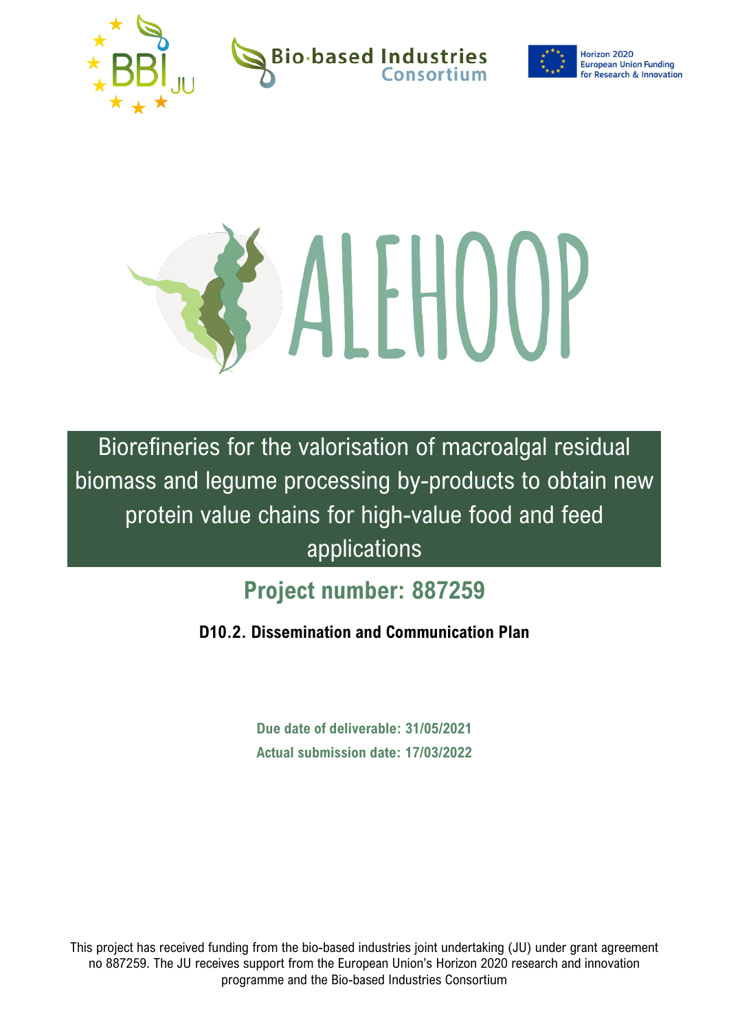# ALEHOOP

Biorefineries for the valorisation of macroalgal residual biomass and legume processing by-products to obtain new protein value chains for high-value food and feed applications

## Project number: 887259

**D10.2. Dissemination and Communication Plan**

**Due date of deliverable: 31/05/2021**
**Actual submission date: 17/03/2022**

This project has received funding from the bio-based industries joint undertaking (JU) under grant agreement no 887259. The JU receives support from the European Union's Horizon 2020 research and innovation programme and the Bio-based Industries Consortium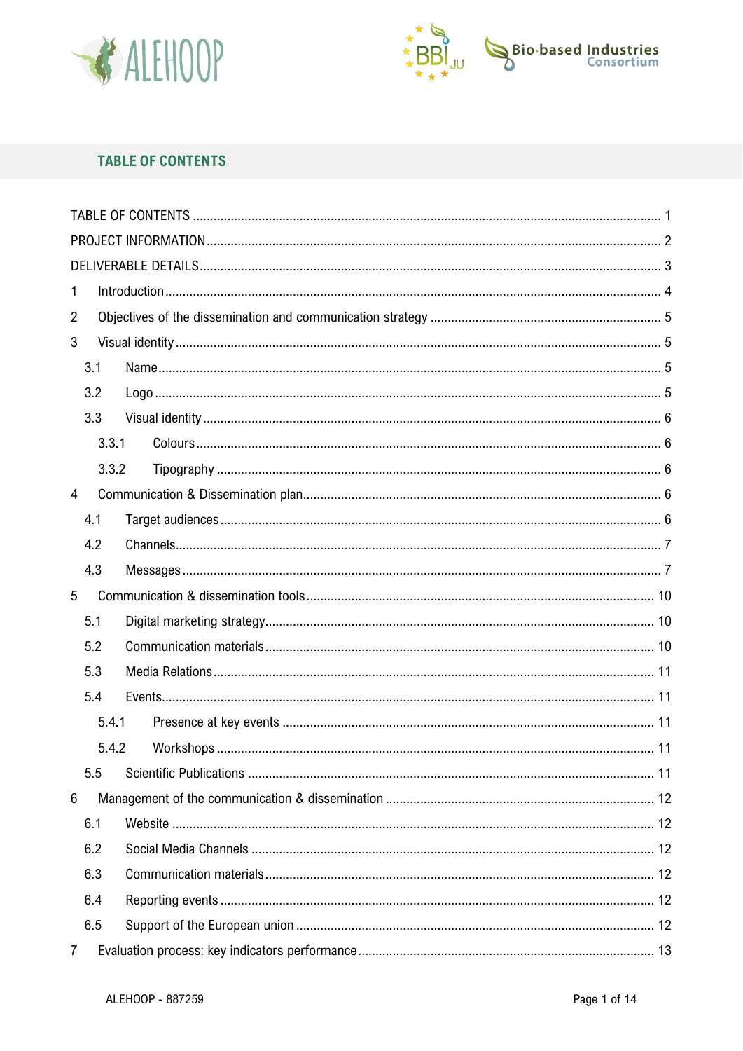## TABLE OF CONTENTS

TABLE OF CONTENTS ..................................................................................................................... 1

PROJECT INFORMATION.................................................................................................................. 2

DELIVERABLE DETAILS................................................................................................................... 3

1 Introduction .............................................................................................................................. 4

2 Objectives of the dissemination and communication strategy .................................................. 5

3 Visual identity .......................................................................................................................... 5

3.1 Name ................................................................................................................................ 5

3.2 Logo ................................................................................................................................. 5

3.3 Visual identity ................................................................................................................... 6

3.3.1 Colours ......................................................................................................................... 6

3.3.2 Tipography .................................................................................................................. 6

4 Communication & Dissemination plan ....................................................................................... 6

4.1 Target audiences .............................................................................................................. 6

4.2 Channels ........................................................................................................................... 7

4.3 Messages .......................................................................................................................... 7

5 Communication & dissemination tools ..................................................................................... 10

5.1 Digital marketing strategy ................................................................................................ 10

5.2 Communication materials ................................................................................................ 10

5.3 Media Relations ............................................................................................................... 11

5.4 Events .............................................................................................................................. 11

5.4.1 Presence at key events ............................................................................................... 11

5.4.2 Workshops .................................................................................................................. 11

5.5 Scientific Publications ..................................................................................................... 11

6 Management of the communication & dissemination ............................................................. 12

6.1 Website ........................................................................................................................... 12

6.2 Social Media Channels ..................................................................................................... 12

6.3 Communication materials ................................................................................................ 12

6.4 Reporting events ............................................................................................................. 12

6.5 Support of the European union ........................................................................................ 12

7 Evaluation process: key indicators performance ...................................................................... 13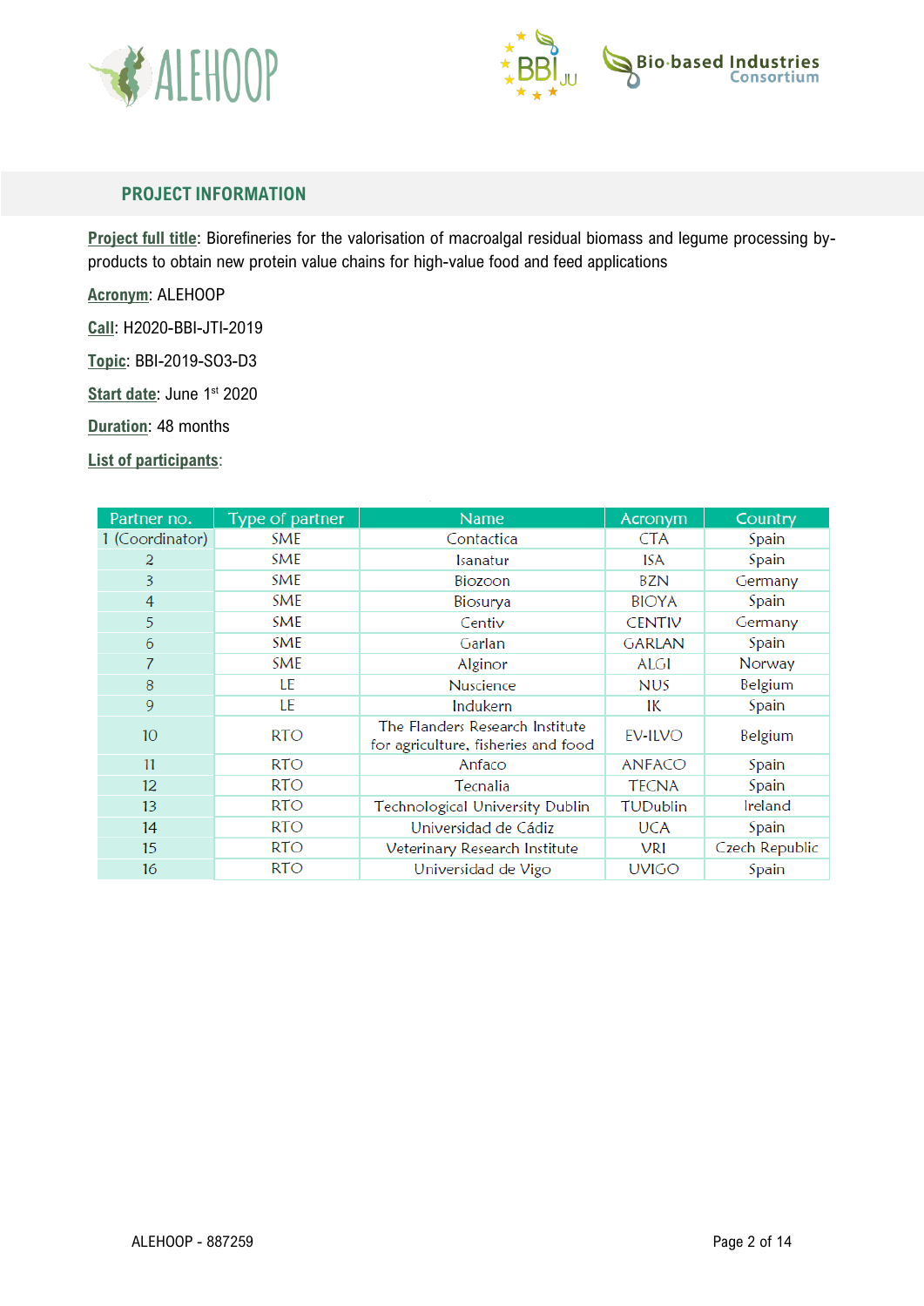## PROJECT INFORMATION

**Project full title**: Biorefineries for the valorisation of macroalgal residual biomass and legume processing by-products to obtain new protein value chains for high-value food and feed applications

**Acronym**: ALEHOOP

**Call**: H2020-BBI-JTI-2019

**Topic**: BBI-2019-SO3-D3

**Start date**: June 1st 2020

**Duration**: 48 months

**List of participants**:

| Partner no. | Type of partner | Name | Acronym | Country |
|---|---|---|---|---|
| 1 (Coordinator) | SME | Contactica | CTA | Spain |
| 2 | SME | Isanatur | ISA | Spain |
| 3 | SME | Biozoon | BZN | Germany |
| 4 | SME | Biosurya | BIOYA | Spain |
| 5 | SME | Centiv | CENTIV | Germany |
| 6 | SME | Garlan | GARLAN | Spain |
| 7 | SME | Alginor | ALGI | Norway |
| 8 | LE | Nuscience | NUS | Belgium |
| 9 | LE | Indukern | IK | Spain |
| 10 | RTO | The Flanders Research Institute for agriculture, fisheries and food | EV-ILVO | Belgium |
| 11 | RTO | Anfaco | ANFACO | Spain |
| 12 | RTO | Tecnalia | TECNA | Spain |
| 13 | RTO | Technological University Dublin | TUDublin | Ireland |
| 14 | RTO | Universidad de Cádiz | UCA | Spain |
| 15 | RTO | Veterinary Research Institute | VRI | Czech Republic |
| 16 | RTO | Universidad de Vigo | UVIGO | Spain |

ALEHOOP - 887259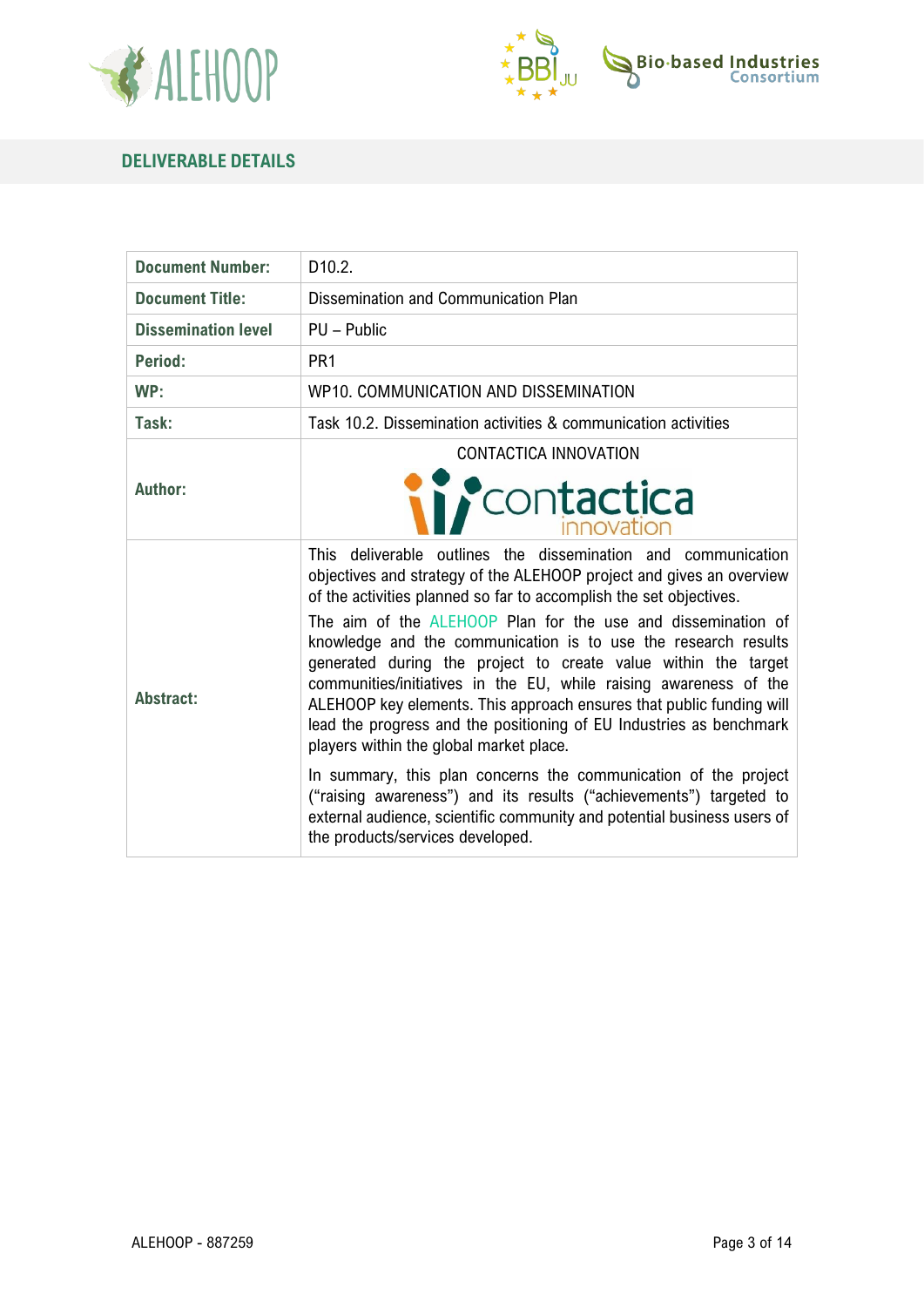## DELIVERABLE DETAILS

| Document Number: | D10.2. |
|---|---|
| Document Title: | Dissemination and Communication Plan |
| Dissemination level | PU – Public |
| Period: | PR1 |
| WP: | WP10. COMMUNICATION AND DISSEMINATION |
| Task: | Task 10.2. Dissemination activities & communication activities |
| Author: | CONTACTICA INNOVATION |
| Abstract: | This deliverable outlines the dissemination and communication objectives and strategy of the ALEHOOP project and gives an overview of the activities planned so far to accomplish the set objectives. The aim of the ALEHOOP Plan for the use and dissemination of knowledge and the communication is to use the research results generated during the project to create value within the target communities/initiatives in the EU, while raising awareness of the ALEHOOP key elements. This approach ensures that public funding will lead the progress and the positioning of EU Industries as benchmark players within the global market place. In summary, this plan concerns the communication of the project ("raising awareness") and its results ("achievements") targeted to external audience, scientific community and potential business users of the products/services developed. |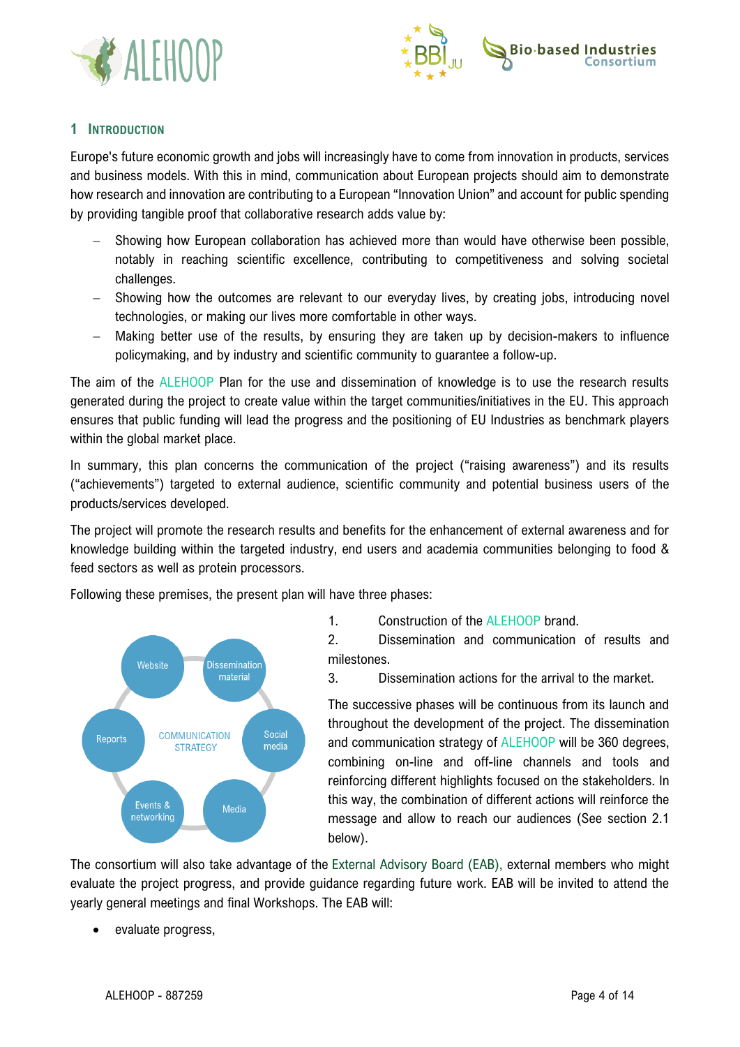# 1 Introduction

Europe's future economic growth and jobs will increasingly have to come from innovation in products, services and business models. With this in mind, communication about European projects should aim to demonstrate how research and innovation are contributing to a European "Innovation Union" and account for public spending by providing tangible proof that collaborative research adds value by:

- Showing how European collaboration has achieved more than would have otherwise been possible, notably in reaching scientific excellence, contributing to competitiveness and solving societal challenges.
- Showing how the outcomes are relevant to our everyday lives, by creating jobs, introducing novel technologies, or making our lives more comfortable in other ways.
- Making better use of the results, by ensuring they are taken up by decision-makers to influence policymaking, and by industry and scientific community to guarantee a follow-up.

The aim of the ALEHOOP Plan for the use and dissemination of knowledge is to use the research results generated during the project to create value within the target communities/initiatives in the EU. This approach ensures that public funding will lead the progress and the positioning of EU Industries as benchmark players within the global market place.

In summary, this plan concerns the communication of the project ("raising awareness") and its results ("achievements") targeted to external audience, scientific community and potential business users of the products/services developed.

The project will promote the research results and benefits for the enhancement of external awareness and for knowledge building within the targeted industry, end users and academia communities belonging to food & feed sectors as well as protein processors.

Following these premises, the present plan will have three phases:

Website, Dissemination material, Social media, Media, Events & networking, Reports — COMMUNICATION STRATEGY

1. Construction of the ALEHOOP brand.
2. Dissemination and communication of results and milestones.
3. Dissemination actions for the arrival to the market.

The successive phases will be continuous from its launch and throughout the development of the project. The dissemination and communication strategy of ALEHOOP will be 360 degrees, combining on-line and off-line channels and tools and reinforcing different highlights focused on the stakeholders. In this way, the combination of different actions will reinforce the message and allow to reach our audiences (See section 2.1 below).

The consortium will also take advantage of the External Advisory Board (EAB), external members who might evaluate the project progress, and provide guidance regarding future work. EAB will be invited to attend the yearly general meetings and final Workshops. The EAB will:

- evaluate progress,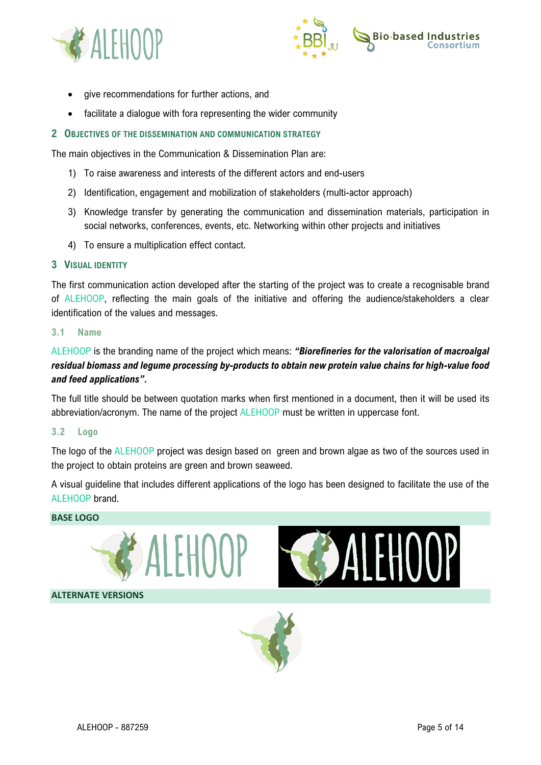- give recommendations for further actions, and
- facilitate a dialogue with fora representing the wider community

## 2 Objectives of the dissemination and communication strategy

The main objectives in the Communication & Dissemination Plan are:

1) To raise awareness and interests of the different actors and end-users
2) Identification, engagement and mobilization of stakeholders (multi-actor approach)
3) Knowledge transfer by generating the communication and dissemination materials, participation in social networks, conferences, events, etc. Networking within other projects and initiatives
4) To ensure a multiplication effect contact.

## 3 Visual identity

The first communication action developed after the starting of the project was to create a recognisable brand of ALEHOOP, reflecting the main goals of the initiative and offering the audience/stakeholders a clear identification of the values and messages.

### 3.1 Name

ALEHOOP is the branding name of the project which means: ***"Biorefineries for the valorisation of macroalgal residual biomass and legume processing by-products to obtain new protein value chains for high-value food and feed applications".***

The full title should be between quotation marks when first mentioned in a document, then it will be used its abbreviation/acronym. The name of the project ALEHOOP must be written in uppercase font.

### 3.2 Logo

The logo of the ALEHOOP project was design based on green and brown algae as two of the sources used in the project to obtain proteins are green and brown seaweed.

A visual guideline that includes different applications of the logo has been designed to facilitate the use of the ALEHOOP brand.

**BASE LOGO**

**ALTERNATE VERSIONS**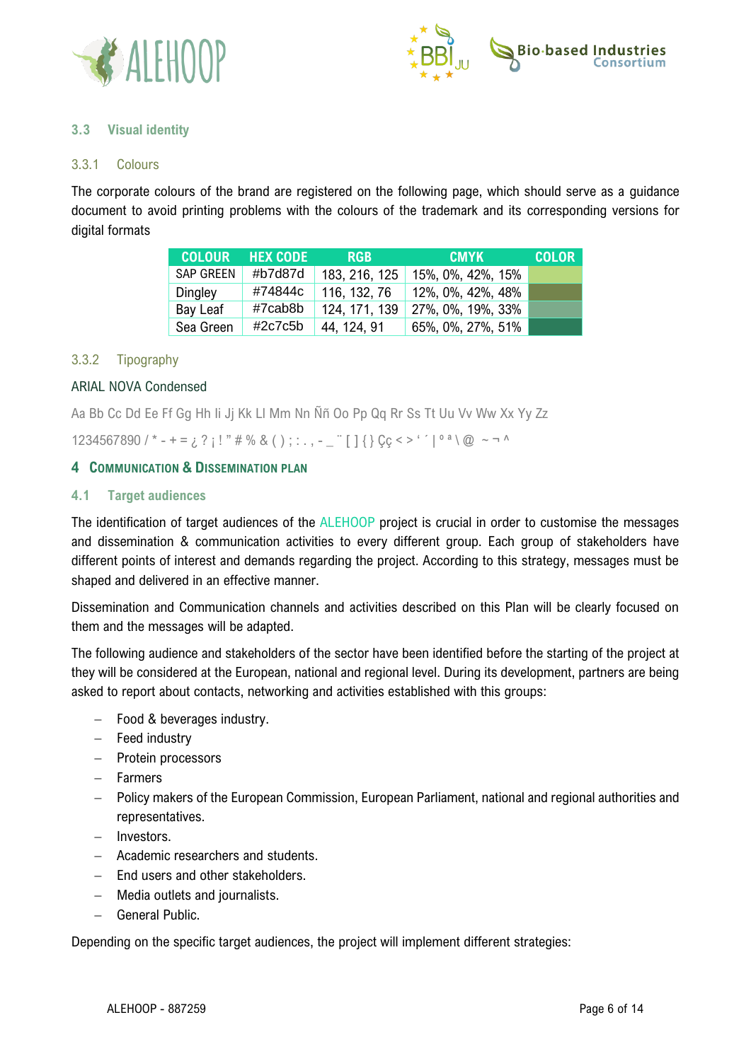### 3.3 Visual identity

#### 3.3.1 Colours

The corporate colours of the brand are registered on the following page, which should serve as a guidance document to avoid printing problems with the colours of the trademark and its corresponding versions for digital formats

| COLOUR | HEX CODE | RGB | CMYK | COLOR |
|---|---|---|---|---|
| SAP GREEN | #b7d87d | 183, 216, 125 | 15%, 0%, 42%, 15% | |
| Dingley | #74844c | 116, 132, 76 | 12%, 0%, 42%, 48% | |
| Bay Leaf | #7cab8b | 124, 171, 139 | 27%, 0%, 19%, 33% | |
| Sea Green | #2c7c5b | 44, 124, 91 | 65%, 0%, 27%, 51% | |

#### 3.3.2 Tipography

ARIAL NOVA Condensed

Aa Bb Cc Dd Ee Ff Gg Hh Ii Jj Kk Ll Mm Nn Ññ Oo Pp Qq Rr Ss Tt Uu Vv Ww Xx Yy Zz

1234567890 / * - + = ¿ ? ¡ ! " # % & ( ) ; : . , - _ ¨ [ ] { } Çç < > ' ´ | º ª \ @ ~ ¬ ^

## 4 Communication & Dissemination plan

### 4.1 Target audiences

The identification of target audiences of the ALEHOOP project is crucial in order to customise the messages and dissemination & communication activities to every different group. Each group of stakeholders have different points of interest and demands regarding the project. According to this strategy, messages must be shaped and delivered in an effective manner.

Dissemination and Communication channels and activities described on this Plan will be clearly focused on them and the messages will be adapted.

The following audience and stakeholders of the sector have been identified before the starting of the project at they will be considered at the European, national and regional level. During its development, partners are being asked to report about contacts, networking and activities established with this groups:

- Food & beverages industry.
- Feed industry
- Protein processors
- Farmers
- Policy makers of the European Commission, European Parliament, national and regional authorities and representatives.
- Investors.
- Academic researchers and students.
- End users and other stakeholders.
- Media outlets and journalists.
- General Public.

Depending on the specific target audiences, the project will implement different strategies: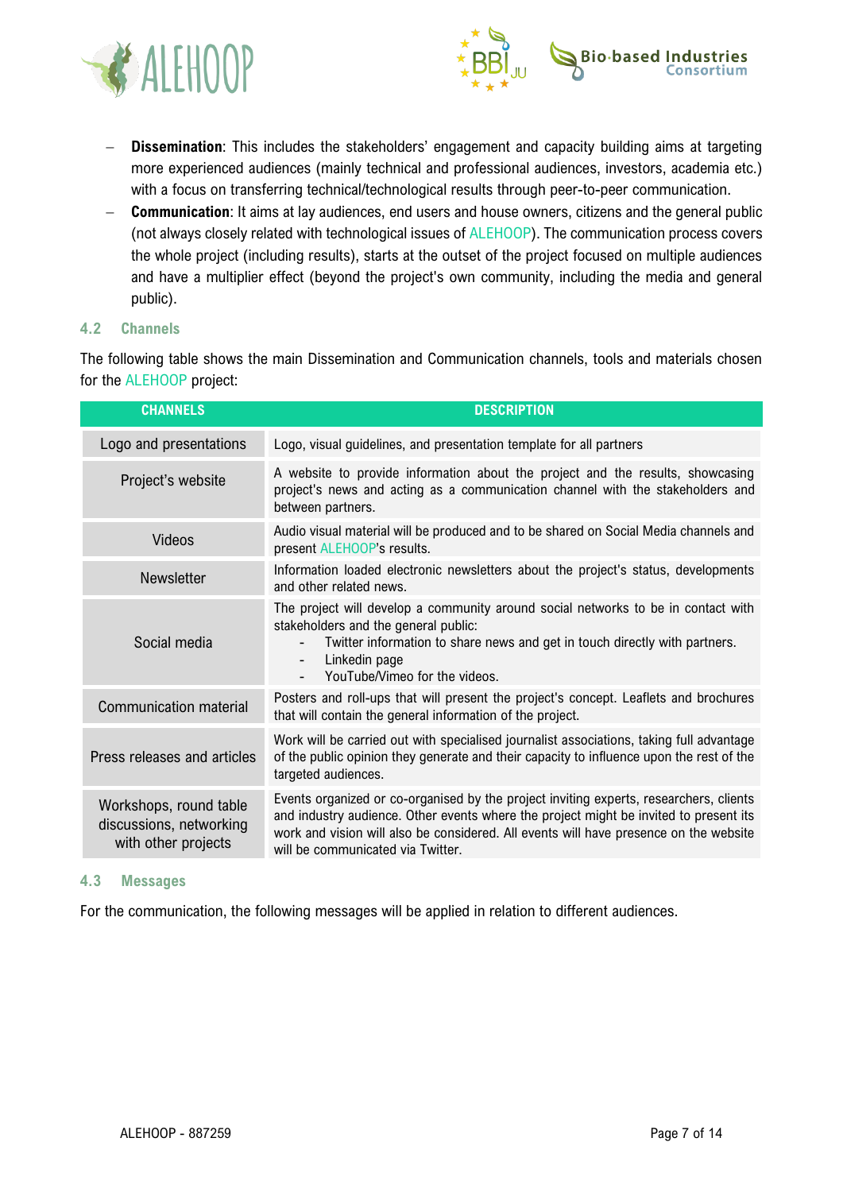- **Dissemination**: This includes the stakeholders' engagement and capacity building aims at targeting more experienced audiences (mainly technical and professional audiences, investors, academia etc.) with a focus on transferring technical/technological results through peer-to-peer communication.
- **Communication**: It aims at lay audiences, end users and house owners, citizens and the general public (not always closely related with technological issues of ALEHOOP). The communication process covers the whole project (including results), starts at the outset of the project focused on multiple audiences and have a multiplier effect (beyond the project's own community, including the media and general public).

## 4.2 Channels

The following table shows the main Dissemination and Communication channels, tools and materials chosen for the ALEHOOP project:

| CHANNELS | DESCRIPTION |
|---|---|
| Logo and presentations | Logo, visual guidelines, and presentation template for all partners |
| Project's website | A website to provide information about the project and the results, showcasing project's news and acting as a communication channel with the stakeholders and between partners. |
| Videos | Audio visual material will be produced and to be shared on Social Media channels and present ALEHOOP's results. |
| Newsletter | Information loaded electronic newsletters about the project's status, developments and other related news. |
| Social media | The project will develop a community around social networks to be in contact with stakeholders and the general public:<br>- Twitter information to share news and get in touch directly with partners.<br>- Linkedin page<br>- YouTube/Vimeo for the videos. |
| Communication material | Posters and roll-ups that will present the project's concept. Leaflets and brochures that will contain the general information of the project. |
| Press releases and articles | Work will be carried out with specialised journalist associations, taking full advantage of the public opinion they generate and their capacity to influence upon the rest of the targeted audiences. |
| Workshops, round table discussions, networking with other projects | Events organized or co-organised by the project inviting experts, researchers, clients and industry audience. Other events where the project might be invited to present its work and vision will also be considered. All events will have presence on the website will be communicated via Twitter. |

## 4.3 Messages

For the communication, the following messages will be applied in relation to different audiences.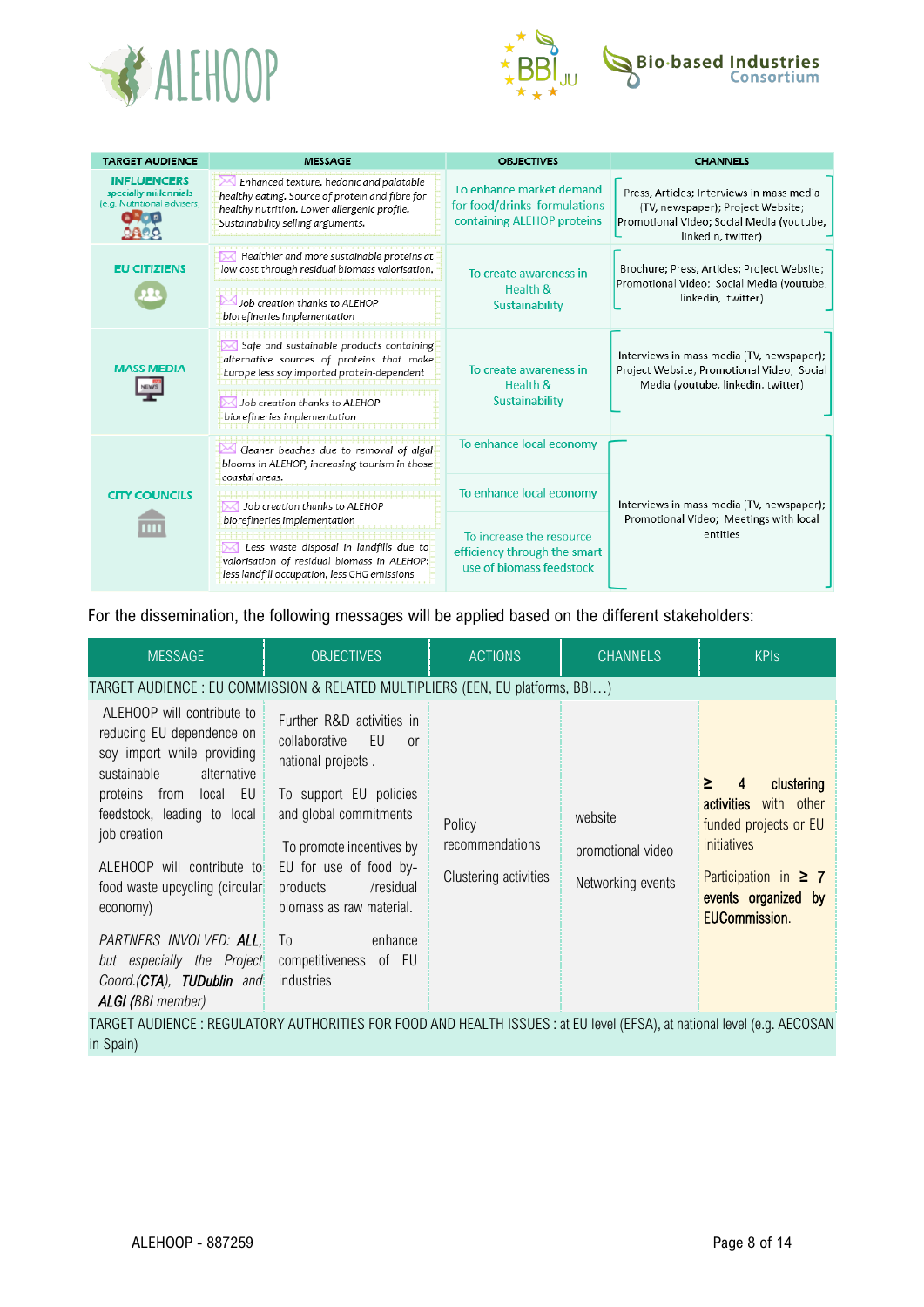| TARGET AUDIENCE | MESSAGE | OBJECTIVES | CHANNELS |
|---|---|---|---|
| **INFLUENCERS** specially millennials (e.g. Nutritional advisers) | *Enhanced texture, hedonic and palatable healthy eating. Source of protein and fibre for healthy nutrition. Lower allergenic profile. Sustainability selling arguments.* | To enhance market demand for food/drinks formulations containing ALEHOOP proteins | Press, Articles; Interviews in mass media (TV, newspaper); Project Website; Promotional Video; Social Media (youtube, linkedin, twitter) |
| **EU CITIZIENS** | *Healthier and more sustainable proteins at low cost through residual biomass valorisation.*<br>*Job creation thanks to ALEHOP biorefineries implementation* | To create awareness in Health & Sustainability | Brochure; Press, Articles; Project Website; Promotional Video; Social Media (youtube, linkedin, twitter) |
| **MASS MEDIA** | *Safe and sustainable products containing alternative sources of proteins that make Europe less soy imported protein-dependent*<br>*Job creation thanks to ALEHOP biorefineries implementation* | To create awareness in Health & Sustainability | Interviews in mass media (TV, newspaper); Project Website; Promotional Video; Social Media (youtube, linkedin, twitter) |
| **CITY COUNCILS** | *Cleaner beaches due to removal of algal blooms in ALEHOP, increasing tourism in those coastal areas.*<br>*Job creation thanks to ALEHOP biorefineries implementation*<br>*Less waste disposal in landfills due to valorisation of residual biomass in ALEHOP: less landfill occupation, less GHG emissions* | To enhance local economy<br>To enhance local economy<br>To increase the resource efficiency through the smart use of biomass feedstock | Interviews in mass media (TV, newspaper); Promotional Video; Meetings with local entities |

For the dissemination, the following messages will be applied based on the different stakeholders:

| MESSAGE | OBJECTIVES | ACTIONS | CHANNELS | KPIs |
|---|---|---|---|---|
| TARGET AUDIENCE : EU COMMISSION & RELATED MULTIPLIERS (EEN, EU platforms, BBI…) | | | | |
| ALEHOOP will contribute to reducing EU dependence on soy import while providing sustainable alternative proteins from local EU feedstock, leading to local job creation<br><br>ALEHOOP will contribute to food waste upcycling (circular economy)<br><br>*PARTNERS INVOLVED: **ALL**, but especially the Project Coord.(**CTA**), **TUDublin** and **ALGI** (BBI member)* | Further R&D activities in collaborative EU or national projects .<br><br>To support EU policies and global commitments<br><br>To promote incentives by EU for use of food by-products /residual biomass as raw material.<br><br>To enhance competitiveness of EU industries | Policy recommendations<br><br>Clustering activities | website<br><br>promotional video<br><br>Networking events | **≥ 4 clustering activities** with other funded projects or EU initiatives<br><br>Participation in **≥ 7 events organized by EUCommission**. |
| TARGET AUDIENCE : REGULATORY AUTHORITIES FOR FOOD AND HEALTH ISSUES : at EU level (EFSA), at national level (e.g. AECOSAN in Spain) | | | | |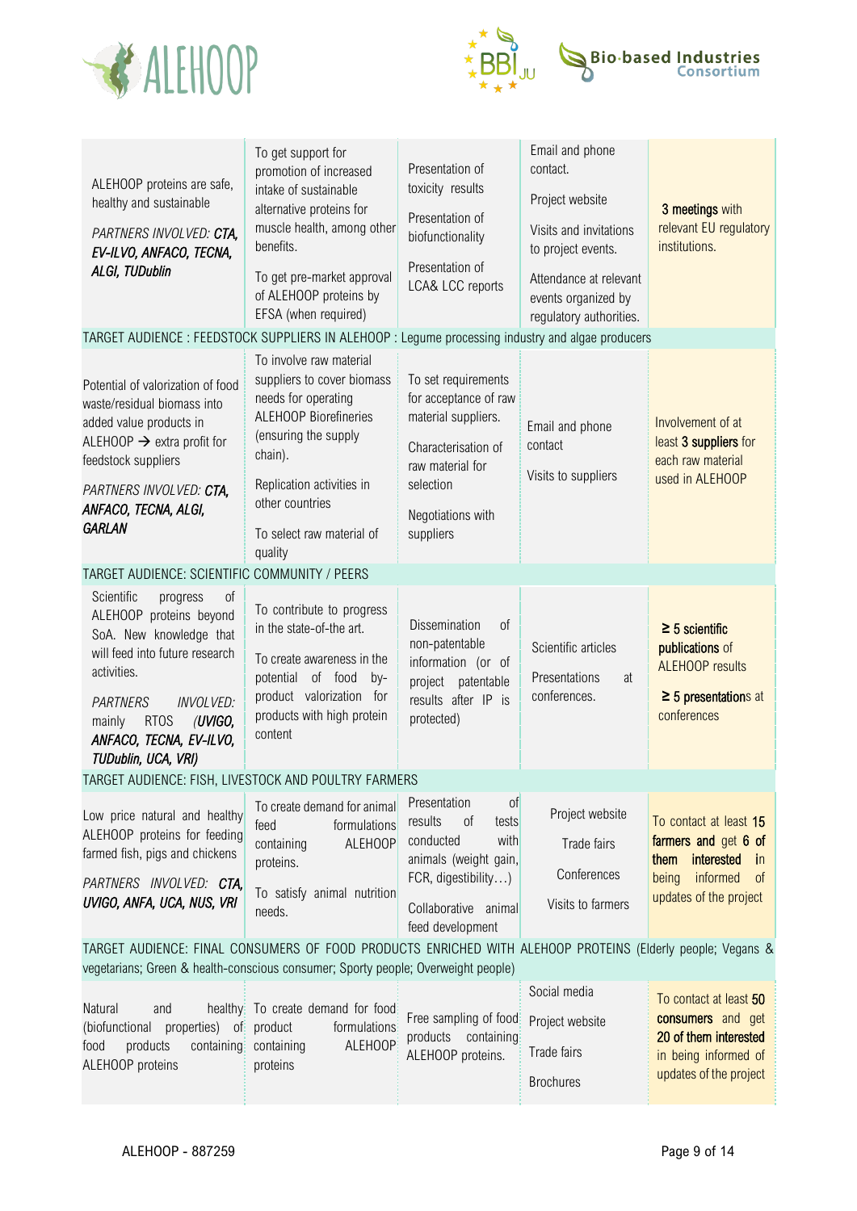| | | | | |
|---|---|---|---|---|
| ALEHOOP proteins are safe, healthy and sustainable<br><br>*PARTNERS INVOLVED: **CTA, EV-ILVO, ANFACO, TECNA, ALGI, TUDublin*** | To get support for promotion of increased intake of sustainable alternative proteins for muscle health, among other benefits.<br><br>To get pre-market approval of ALEHOOP proteins by EFSA (when required) | Presentation of toxicity results<br><br>Presentation of biofunctionality<br><br>Presentation of LCA& LCC reports | Email and phone contact.<br><br>Project website<br><br>Visits and invitations to project events.<br><br>Attendance at relevant events organized by regulatory authorities. | **3 meetings** with relevant EU regulatory institutions. |
| TARGET AUDIENCE : FEEDSTOCK SUPPLIERS IN ALEHOOP : Legume processing industry and algae producers | | | | |
| Potential of valorization of food waste/residual biomass into added value products in ALEHOOP → extra profit for feedstock suppliers<br><br>*PARTNERS INVOLVED: **CTA, ANFACO, TECNA, ALGI, GARLAN*** | To involve raw material suppliers to cover biomass needs for operating ALEHOOP Biorefineries (ensuring the supply chain).<br><br>Replication activities in other countries<br><br>To select raw material of quality | To set requirements for acceptance of raw material suppliers.<br><br>Characterisation of raw material for selection<br><br>Negotiations with suppliers | Email and phone contact<br><br>Visits to suppliers | Involvement of at least **3 suppliers** for each raw material used in ALEHOOP |
| TARGET AUDIENCE: SCIENTIFIC COMMUNITY / PEERS | | | | |
| Scientific progress of ALEHOOP proteins beyond SoA. New knowledge that will feed into future research activities.<br><br>*PARTNERS INVOLVED: mainly RTOS **(UVIGO, ANFACO, TECNA, EV-ILVO, TUDublin, UCA, VRI)*** | To contribute to progress in the state-of-the art.<br><br>To create awareness in the potential of food by-product valorization for products with high protein content | Dissemination of non-patentable information (or of project patentable results after IP is protected) | Scientific articles<br><br>Presentations at conferences. | **≥ 5 scientific publications** of ALEHOOP results<br><br>**≥ 5 presentations** at conferences |
| TARGET AUDIENCE: FISH, LIVESTOCK AND POULTRY FARMERS | | | | |
| Low price natural and healthy ALEHOOP proteins for feeding farmed fish, pigs and chickens<br><br>*PARTNERS INVOLVED: **CTA, UVIGO, ANFA, UCA, NUS, VRI*** | To create demand for animal feed formulations containing ALEHOOP proteins.<br><br>To satisfy animal nutrition needs. | Presentation of results of tests conducted with animals (weight gain, FCR, digestibility…)<br><br>Collaborative animal feed development | Project website<br><br>Trade fairs<br><br>Conferences<br><br>Visits to farmers | To contact at least **15 farmers and** get **6 of them interested** in being informed of updates of the project |
| TARGET AUDIENCE: FINAL CONSUMERS OF FOOD PRODUCTS ENRICHED WITH ALEHOOP PROTEINS (Elderly people; Vegans & vegetarians; Green & health-conscious consumer; Sporty people; Overweight people) | | | | |
| Natural and healthy (biofunctional properties) of food products containing ALEHOOP proteins | To create demand for food product formulations containing ALEHOOP proteins | Free sampling of food products containing ALEHOOP proteins. | Social media<br><br>Project website<br><br>Trade fairs<br><br>Brochures | To contact at least **50 consumers and** get **20 of them interested** in being informed of updates of the project |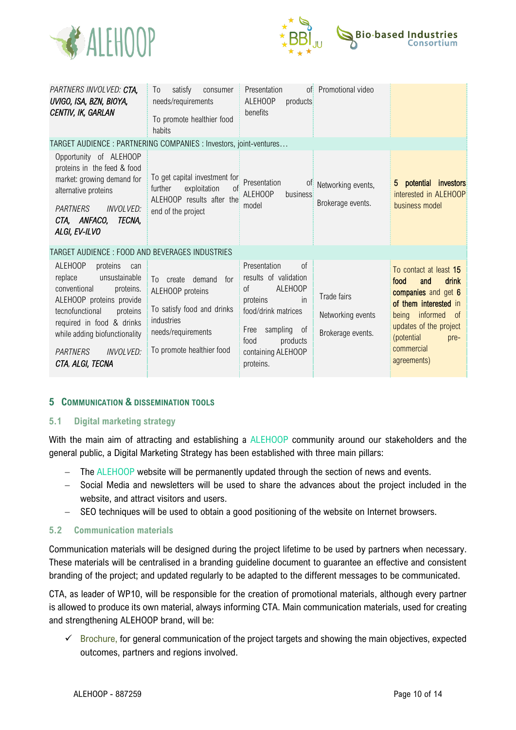| | | | | |
|---|---|---|---|---|
| *PARTNERS INVOLVED:* ***CTA, UVIGO, ISA, BZN, BIOYA, CENTIV, IK, GARLAN*** | To satisfy consumer needs/requirements<br><br>To promote healthier food habits | Presentation of ALEHOOP products benefits | Promotional video | |
| TARGET AUDIENCE : PARTNERING COMPANIES : Investors, joint-ventures… | | | | |
| Opportunity of ALEHOOP proteins in the feed & food market: growing demand for alternative proteins<br><br>*PARTNERS INVOLVED:* ***CTA, ANFACO, TECNA, ALGI, EV-ILVO*** | To get capital investment for further exploitation of ALEHOOP results after the end of the project | Presentation of ALEHOOP business model | Networking events,<br><br>Brokerage events. | **5 potential investors** interested in ALEHOOP business model |
| TARGET AUDIENCE : FOOD AND BEVERAGES INDUSTRIES | | | | |
| ALEHOOP proteins can replace unsustainable conventional proteins. ALEHOOP proteins provide tecnofunctional proteins required in food & drinks while adding biofunctionality<br><br>*PARTNERS INVOLVED:* ***CTA, ALGI, TECNA*** | To create demand for ALEHOOP proteins<br><br>To satisfy food and drinks industries needs/requirements<br><br>To promote healthier food | Presentation of results of validation of ALEHOOP proteins in food/drink matrices<br><br>Free sampling of food products containing ALEHOOP proteins. | Trade fairs<br><br>Networking events<br><br>Brokerage events. | To contact at least **15 food and drink companies** and get **6 of them interested** in being informed of updates of the project (potential pre-commercial agreements) |

## 5 Communication & dissemination tools

### 5.1 Digital marketing strategy

With the main aim of attracting and establishing a ALEHOOP community around our stakeholders and the general public, a Digital Marketing Strategy has been established with three main pillars:

- The ALEHOOP website will be permanently updated through the section of news and events.
- Social Media and newsletters will be used to share the advances about the project included in the website, and attract visitors and users.
- SEO techniques will be used to obtain a good positioning of the website on Internet browsers.

### 5.2 Communication materials

Communication materials will be designed during the project lifetime to be used by partners when necessary. These materials will be centralised in a branding guideline document to guarantee an effective and consistent branding of the project; and updated regularly to be adapted to the different messages to be communicated.

CTA, as leader of WP10, will be responsible for the creation of promotional materials, although every partner is allowed to produce its own material, always informing CTA. Main communication materials, used for creating and strengthening ALEHOOP brand, will be:

- ✓ Brochure, for general communication of the project targets and showing the main objectives, expected outcomes, partners and regions involved.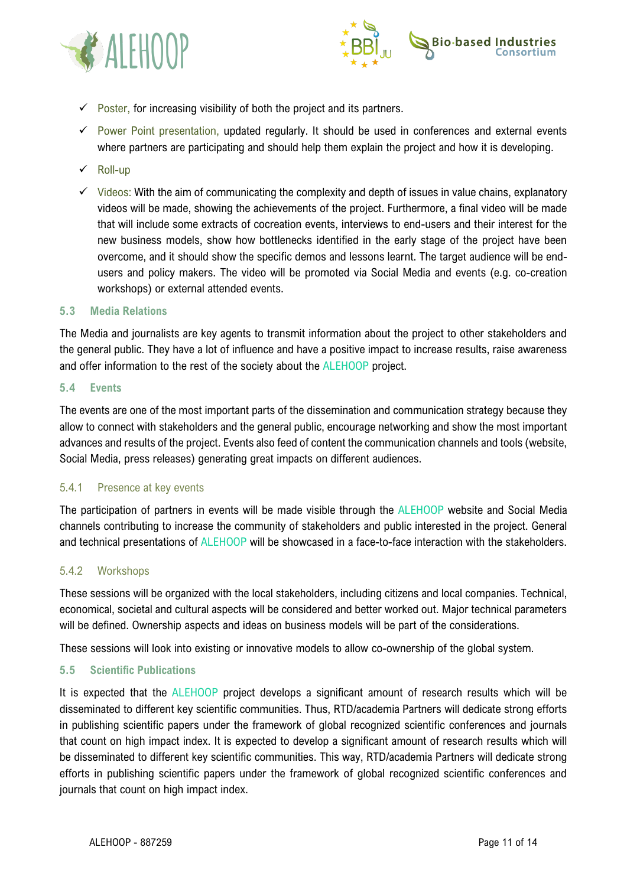- ✓ Poster, for increasing visibility of both the project and its partners.
- ✓ Power Point presentation, updated regularly. It should be used in conferences and external events where partners are participating and should help them explain the project and how it is developing.
- ✓ Roll-up
- ✓ Videos: With the aim of communicating the complexity and depth of issues in value chains, explanatory videos will be made, showing the achievements of the project. Furthermore, a final video will be made that will include some extracts of cocreation events, interviews to end-users and their interest for the new business models, show how bottlenecks identified in the early stage of the project have been overcome, and it should show the specific demos and lessons learnt. The target audience will be end-users and policy makers. The video will be promoted via Social Media and events (e.g. co-creation workshops) or external attended events.

## 5.3 Media Relations

The Media and journalists are key agents to transmit information about the project to other stakeholders and the general public. They have a lot of influence and have a positive impact to increase results, raise awareness and offer information to the rest of the society about the ALEHOOP project.

## 5.4 Events

The events are one of the most important parts of the dissemination and communication strategy because they allow to connect with stakeholders and the general public, encourage networking and show the most important advances and results of the project. Events also feed of content the communication channels and tools (website, Social Media, press releases) generating great impacts on different audiences.

### 5.4.1 Presence at key events

The participation of partners in events will be made visible through the ALEHOOP website and Social Media channels contributing to increase the community of stakeholders and public interested in the project. General and technical presentations of ALEHOOP will be showcased in a face-to-face interaction with the stakeholders.

### 5.4.2 Workshops

These sessions will be organized with the local stakeholders, including citizens and local companies. Technical, economical, societal and cultural aspects will be considered and better worked out. Major technical parameters will be defined. Ownership aspects and ideas on business models will be part of the considerations.

These sessions will look into existing or innovative models to allow co-ownership of the global system.

## 5.5 Scientific Publications

It is expected that the ALEHOOP project develops a significant amount of research results which will be disseminated to different key scientific communities. Thus, RTD/academia Partners will dedicate strong efforts in publishing scientific papers under the framework of global recognized scientific conferences and journals that count on high impact index. It is expected to develop a significant amount of research results which will be disseminated to different key scientific communities. This way, RTD/academia Partners will dedicate strong efforts in publishing scientific papers under the framework of global recognized scientific conferences and journals that count on high impact index.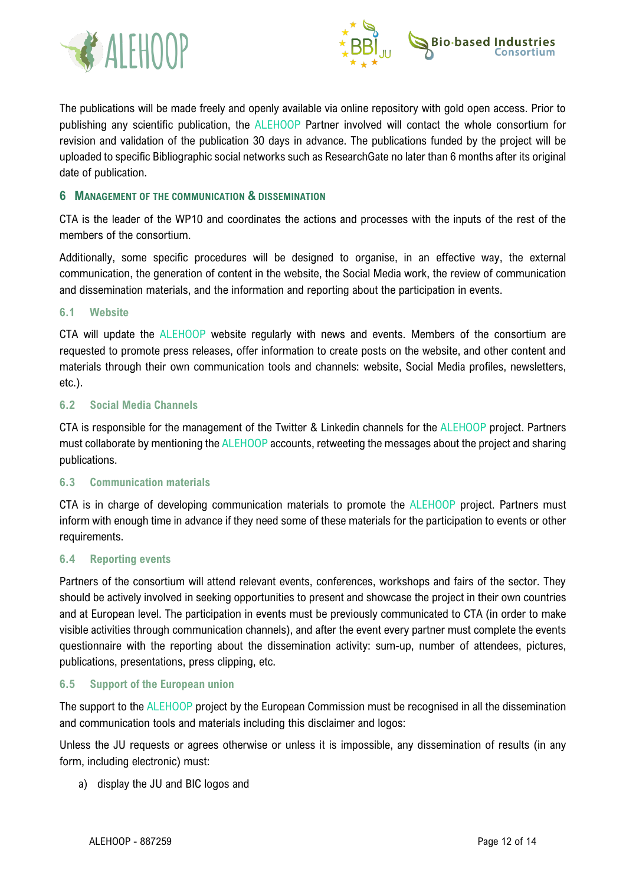The publications will be made freely and openly available via online repository with gold open access. Prior to publishing any scientific publication, the ALEHOOP Partner involved will contact the whole consortium for revision and validation of the publication 30 days in advance. The publications funded by the project will be uploaded to specific Bibliographic social networks such as ResearchGate no later than 6 months after its original date of publication.

# 6 Management of the communication & dissemination

CTA is the leader of the WP10 and coordinates the actions and processes with the inputs of the rest of the members of the consortium.

Additionally, some specific procedures will be designed to organise, in an effective way, the external communication, the generation of content in the website, the Social Media work, the review of communication and dissemination materials, and the information and reporting about the participation in events.

## 6.1 Website

CTA will update the ALEHOOP website regularly with news and events. Members of the consortium are requested to promote press releases, offer information to create posts on the website, and other content and materials through their own communication tools and channels: website, Social Media profiles, newsletters, etc.).

## 6.2 Social Media Channels

CTA is responsible for the management of the Twitter & Linkedin channels for the ALEHOOP project. Partners must collaborate by mentioning the ALEHOOP accounts, retweeting the messages about the project and sharing publications.

## 6.3 Communication materials

CTA is in charge of developing communication materials to promote the ALEHOOP project. Partners must inform with enough time in advance if they need some of these materials for the participation to events or other requirements.

## 6.4 Reporting events

Partners of the consortium will attend relevant events, conferences, workshops and fairs of the sector. They should be actively involved in seeking opportunities to present and showcase the project in their own countries and at European level. The participation in events must be previously communicated to CTA (in order to make visible activities through communication channels), and after the event every partner must complete the events questionnaire with the reporting about the dissemination activity: sum-up, number of attendees, pictures, publications, presentations, press clipping, etc.

## 6.5 Support of the European union

The support to the ALEHOOP project by the European Commission must be recognised in all the dissemination and communication tools and materials including this disclaimer and logos:

Unless the JU requests or agrees otherwise or unless it is impossible, any dissemination of results (in any form, including electronic) must:

a) display the JU and BIC logos and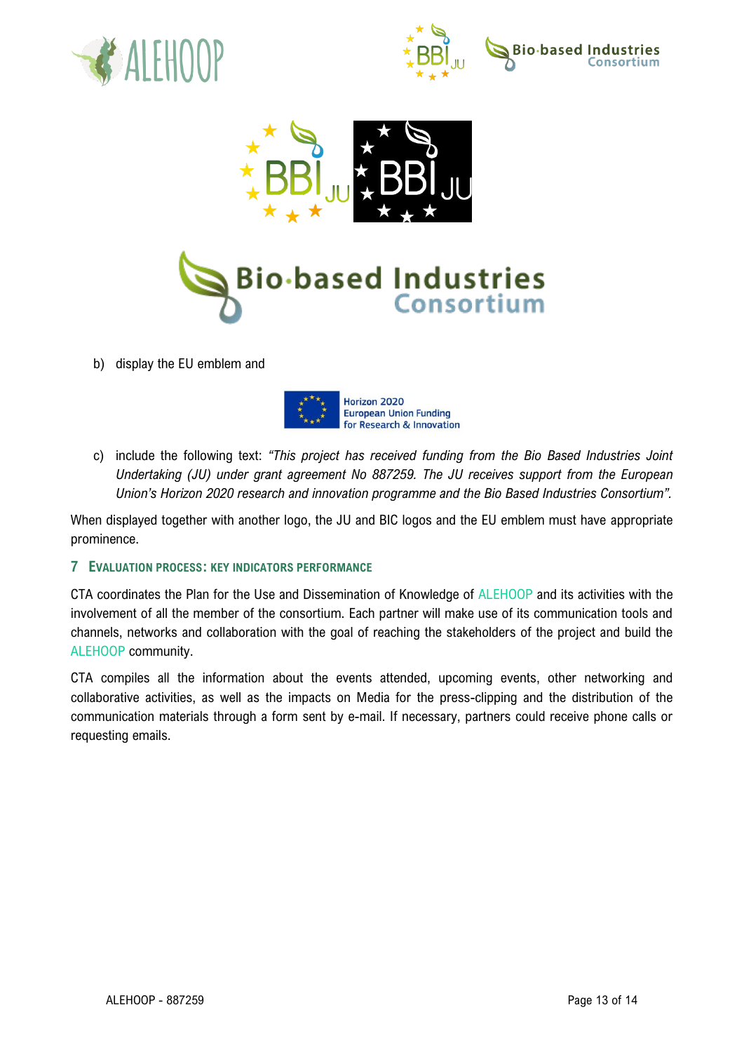b) display the EU emblem and

c) include the following text: *"This project has received funding from the Bio Based Industries Joint Undertaking (JU) under grant agreement No 887259. The JU receives support from the European Union's Horizon 2020 research and innovation programme and the Bio Based Industries Consortium".*

When displayed together with another logo, the JU and BIC logos and the EU emblem must have appropriate prominence.

## 7 Evaluation process: key indicators performance

CTA coordinates the Plan for the Use and Dissemination of Knowledge of ALEHOOP and its activities with the involvement of all the member of the consortium. Each partner will make use of its communication tools and channels, networks and collaboration with the goal of reaching the stakeholders of the project and build the ALEHOOP community.

CTA compiles all the information about the events attended, upcoming events, other networking and collaborative activities, as well as the impacts on Media for the press-clipping and the distribution of the communication materials through a form sent by e-mail. If necessary, partners could receive phone calls or requesting emails.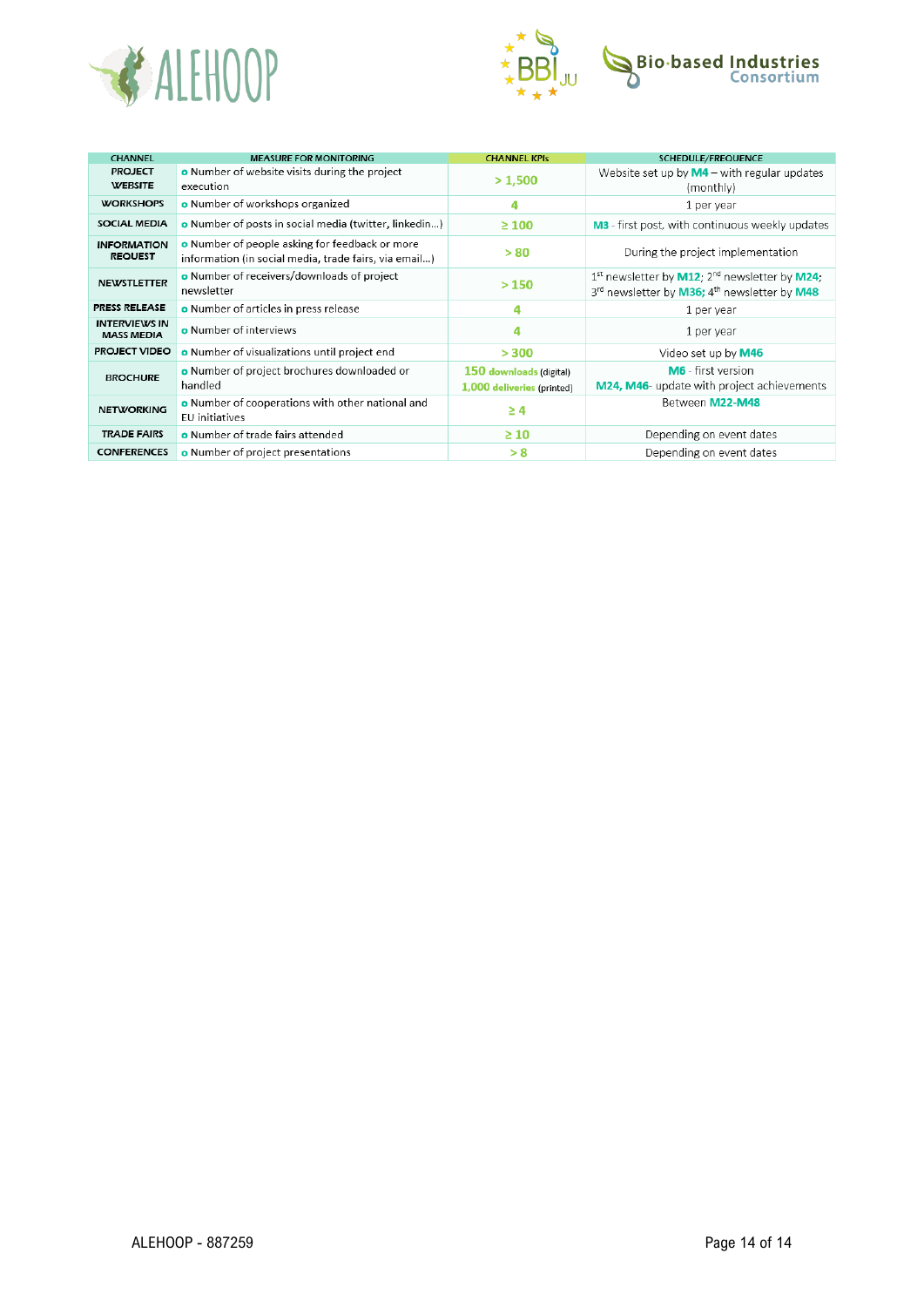| CHANNEL | MEASURE FOR MONITORING | CHANNEL KPIs | SCHEDULE/FREQUENCE |
|---|---|---|---|
| PROJECT WEBSITE | Number of website visits during the project execution | > 1,500 | Website set up by **M4** – with regular updates (monthly) |
| WORKSHOPS | Number of workshops organized | 4 | 1 per year |
| SOCIAL MEDIA | Number of posts in social media (twitter, linkedin…) | ≥ 100 | **M3** - first post, with continuous weekly updates |
| INFORMATION REQUEST | Number of people asking for feedback or more information (in social media, trade fairs, via email…) | > 80 | During the project implementation |
| NEWSLETTER | Number of receivers/downloads of project newsletter | > 150 | 1st newsletter by **M12**; 2nd newsletter by **M24**; 3rd newsletter by **M36**; 4th newsletter by **M48** |
| PRESS RELEASE | Number of articles in press release | 4 | 1 per year |
| INTERVIEWS IN MASS MEDIA | Number of interviews | 4 | 1 per year |
| PROJECT VIDEO | Number of visualizations until project end | > 300 | Video set up by **M46** |
| BROCHURE | Number of project brochures downloaded or handled | 150 downloads (digital) 1,000 deliveries (printed) | **M6** - first version **M24, M46**- update with project achievements |
| NETWORKING | Number of cooperations with other national and EU initiatives | ≥ 4 | Between **M22-M48** |
| TRADE FAIRS | Number of trade fairs attended | ≥ 10 | Depending on event dates |
| CONFERENCES | Number of project presentations | > 8 | Depending on event dates |